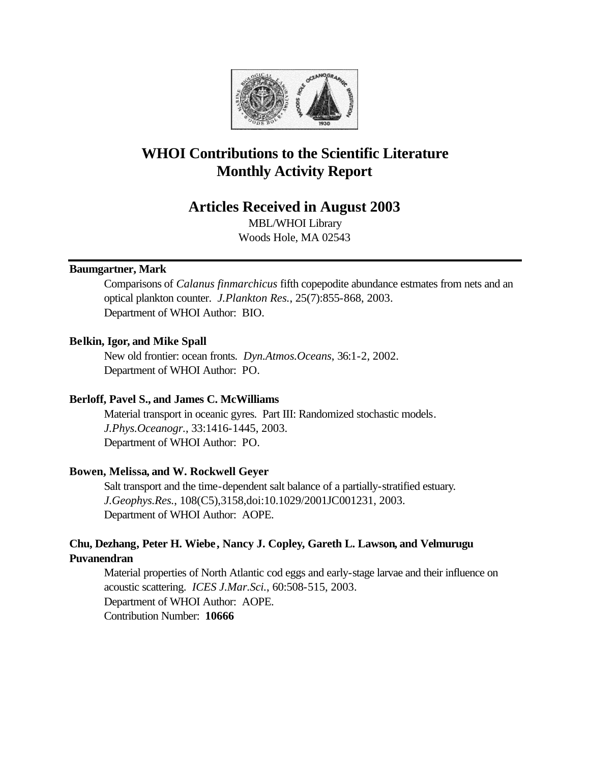# WHOI Contributions to the Scientific Literature
# Monthly Activity Report

## Articles Received in August 2003

MBL/WHOI Library
Woods Hole, MA 02543

---

**Baumgartner, Mark**

Comparisons of *Calanus finmarchicus* fifth copepodite abundance estmates from nets and an optical plankton counter. *J.Plankton Res.*, 25(7):855-868, 2003.
Department of WHOI Author: BIO.

**Belkin, Igor, and Mike Spall**

New old frontier: ocean fronts. *Dyn.Atmos.Oceans*, 36:1-2, 2002.
Department of WHOI Author: PO.

**Berloff, Pavel S., and James C. McWilliams**

Material transport in oceanic gyres. Part III: Randomized stochastic models. *J.Phys.Oceanogr.*, 33:1416-1445, 2003.
Department of WHOI Author: PO.

**Bowen, Melissa, and W. Rockwell Geyer**

Salt transport and the time-dependent salt balance of a partially-stratified estuary. *J.Geophys.Res.*, 108(C5),3158,doi:10.1029/2001JC001231, 2003.
Department of WHOI Author: AOPE.

**Chu, Dezhang, Peter H. Wiebe, Nancy J. Copley, Gareth L. Lawson, and Velmurugu Puvanendran**

Material properties of North Atlantic cod eggs and early-stage larvae and their influence on acoustic scattering. *ICES J.Mar.Sci.*, 60:508-515, 2003.
Department of WHOI Author: AOPE.
Contribution Number: **10666**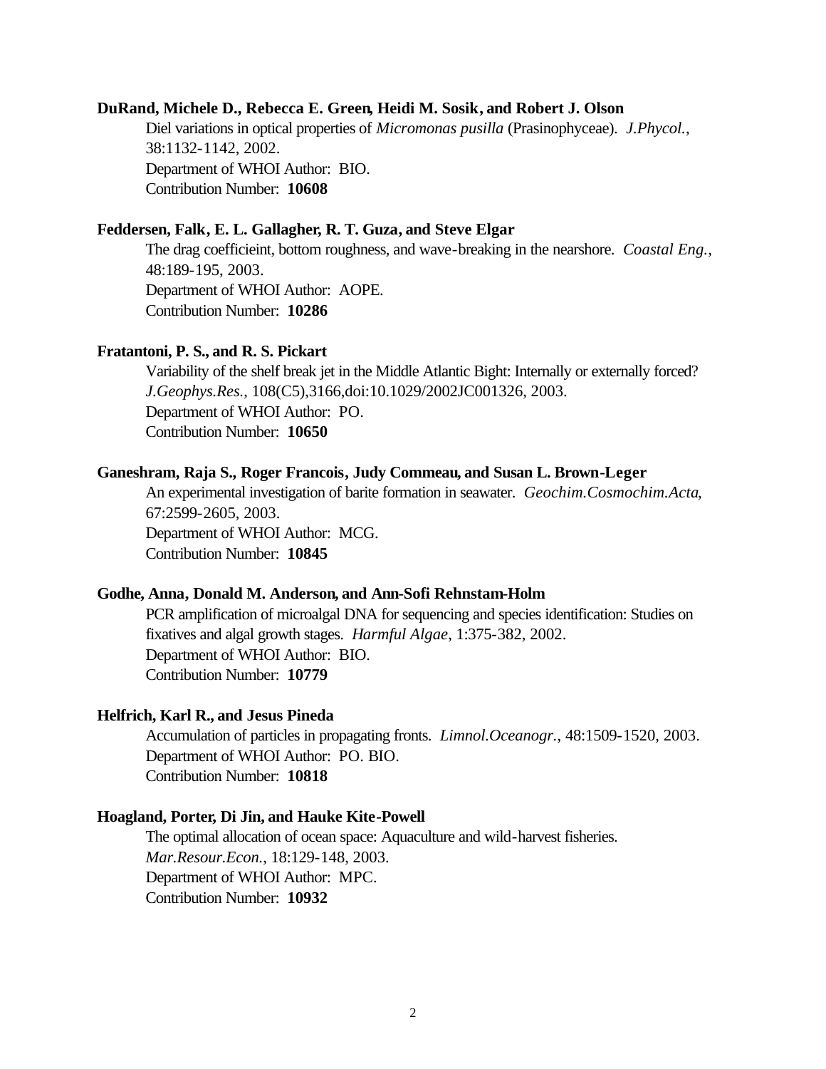**DuRand, Michele D., Rebecca E. Green, Heidi M. Sosik, and Robert J. Olson**

Diel variations in optical properties of *Micromonas pusilla* (Prasinophyceae). *J.Phycol.*, 38:1132-1142, 2002.
Department of WHOI Author: BIO.
Contribution Number: **10608**

**Feddersen, Falk, E. L. Gallagher, R. T. Guza, and Steve Elgar**

The drag coefficieint, bottom roughness, and wave-breaking in the nearshore. *Coastal Eng.*, 48:189-195, 2003.
Department of WHOI Author: AOPE.
Contribution Number: **10286**

**Fratantoni, P. S., and R. S. Pickart**

Variability of the shelf break jet in the Middle Atlantic Bight: Internally or externally forced? *J.Geophys.Res.*, 108(C5),3166,doi:10.1029/2002JC001326, 2003.
Department of WHOI Author: PO.
Contribution Number: **10650**

**Ganeshram, Raja S., Roger Francois, Judy Commeau, and Susan L. Brown-Leger**

An experimental investigation of barite formation in seawater. *Geochim.Cosmochim.Acta*, 67:2599-2605, 2003.
Department of WHOI Author: MCG.
Contribution Number: **10845**

**Godhe, Anna, Donald M. Anderson, and Ann-Sofi Rehnstam-Holm**

PCR amplification of microalgal DNA for sequencing and species identification: Studies on fixatives and algal growth stages. *Harmful Algae*, 1:375-382, 2002.
Department of WHOI Author: BIO.
Contribution Number: **10779**

**Helfrich, Karl R., and Jesus Pineda**

Accumulation of particles in propagating fronts. *Limnol.Oceanogr.*, 48:1509-1520, 2003.
Department of WHOI Author: PO. BIO.
Contribution Number: **10818**

**Hoagland, Porter, Di Jin, and Hauke Kite-Powell**

The optimal allocation of ocean space: Aquaculture and wild-harvest fisheries. *Mar.Resour.Econ.*, 18:129-148, 2003.
Department of WHOI Author: MPC.
Contribution Number: **10932**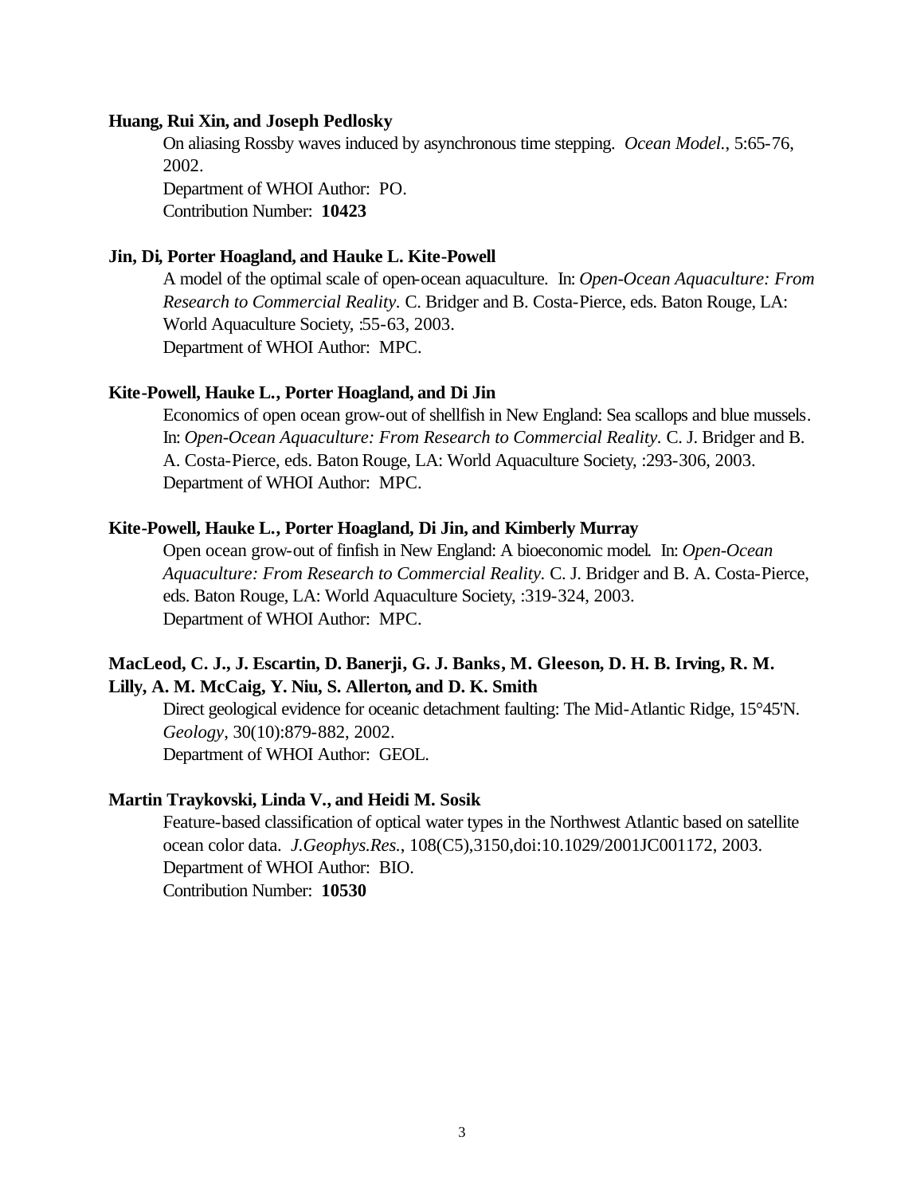**Huang, Rui Xin, and Joseph Pedlosky**

On aliasing Rossby waves induced by asynchronous time stepping. *Ocean Model.*, 5:65-76, 2002.
Department of WHOI Author: PO.
Contribution Number: **10423**

**Jin, Di, Porter Hoagland, and Hauke L. Kite-Powell**

A model of the optimal scale of open-ocean aquaculture. In: *Open-Ocean Aquaculture: From Research to Commercial Reality.* C. Bridger and B. Costa-Pierce, eds. Baton Rouge, LA: World Aquaculture Society, :55-63, 2003.
Department of WHOI Author: MPC.

**Kite-Powell, Hauke L., Porter Hoagland, and Di Jin**

Economics of open ocean grow-out of shellfish in New England: Sea scallops and blue mussels. In: *Open-Ocean Aquaculture: From Research to Commercial Reality.* C. J. Bridger and B. A. Costa-Pierce, eds. Baton Rouge, LA: World Aquaculture Society, :293-306, 2003.
Department of WHOI Author: MPC.

**Kite-Powell, Hauke L., Porter Hoagland, Di Jin, and Kimberly Murray**

Open ocean grow-out of finfish in New England: A bioeconomic model. In: *Open-Ocean Aquaculture: From Research to Commercial Reality.* C. J. Bridger and B. A. Costa-Pierce, eds. Baton Rouge, LA: World Aquaculture Society, :319-324, 2003.
Department of WHOI Author: MPC.

**MacLeod, C. J., J. Escartin, D. Banerji, G. J. Banks, M. Gleeson, D. H. B. Irving, R. M. Lilly, A. M. McCaig, Y. Niu, S. Allerton, and D. K. Smith**

Direct geological evidence for oceanic detachment faulting: The Mid-Atlantic Ridge, 15°45'N. *Geology*, 30(10):879-882, 2002.
Department of WHOI Author: GEOL.

**Martin Traykovski, Linda V., and Heidi M. Sosik**

Feature-based classification of optical water types in the Northwest Atlantic based on satellite ocean color data. *J.Geophys.Res.*, 108(C5),3150,doi:10.1029/2001JC001172, 2003.
Department of WHOI Author: BIO.
Contribution Number: **10530**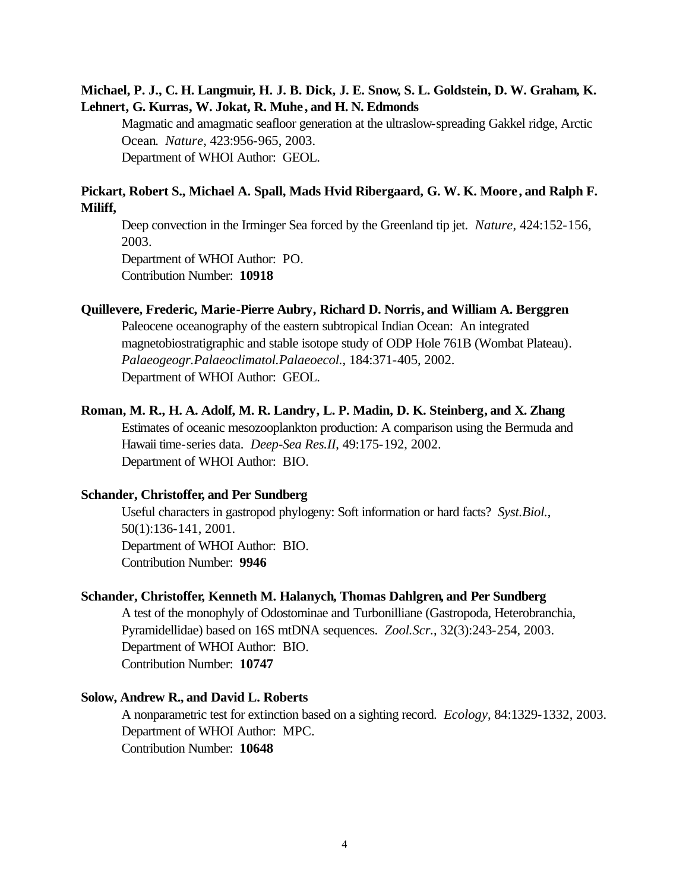**Michael, P. J., C. H. Langmuir, H. J. B. Dick, J. E. Snow, S. L. Goldstein, D. W. Graham, K. Lehnert, G. Kurras, W. Jokat, R. Muhe, and H. N. Edmonds**

Magmatic and amagmatic seafloor generation at the ultraslow-spreading Gakkel ridge, Arctic Ocean. *Nature*, 423:956-965, 2003.
Department of WHOI Author: GEOL.

**Pickart, Robert S., Michael A. Spall, Mads Hvid Ribergaard, G. W. K. Moore, and Ralph F. Miliff,**

Deep convection in the Irminger Sea forced by the Greenland tip jet. *Nature*, 424:152-156, 2003.
Department of WHOI Author: PO.
Contribution Number: **10918**

**Quillevere, Frederic, Marie-Pierre Aubry, Richard D. Norris, and William A. Berggren**

Paleocene oceanography of the eastern subtropical Indian Ocean: An integrated magnetobiostratigraphic and stable isotope study of ODP Hole 761B (Wombat Plateau). *Palaeogeogr.Palaeoclimatol.Palaeoecol.*, 184:371-405, 2002.
Department of WHOI Author: GEOL.

**Roman, M. R., H. A. Adolf, M. R. Landry, L. P. Madin, D. K. Steinberg, and X. Zhang**

Estimates of oceanic mesozooplankton production: A comparison using the Bermuda and Hawaii time-series data. *Deep-Sea Res.II*, 49:175-192, 2002.
Department of WHOI Author: BIO.

**Schander, Christoffer, and Per Sundberg**

Useful characters in gastropod phylogeny: Soft information or hard facts? *Syst.Biol.*, 50(1):136-141, 2001.
Department of WHOI Author: BIO.
Contribution Number: **9946**

**Schander, Christoffer, Kenneth M. Halanych, Thomas Dahlgren, and Per Sundberg**

A test of the monophyly of Odostominae and Turbonilliane (Gastropoda, Heterobranchia, Pyramidellidae) based on 16S mtDNA sequences. *Zool.Scr.*, 32(3):243-254, 2003.
Department of WHOI Author: BIO.
Contribution Number: **10747**

**Solow, Andrew R., and David L. Roberts**

A nonparametric test for extinction based on a sighting record. *Ecology*, 84:1329-1332, 2003.
Department of WHOI Author: MPC.
Contribution Number: **10648**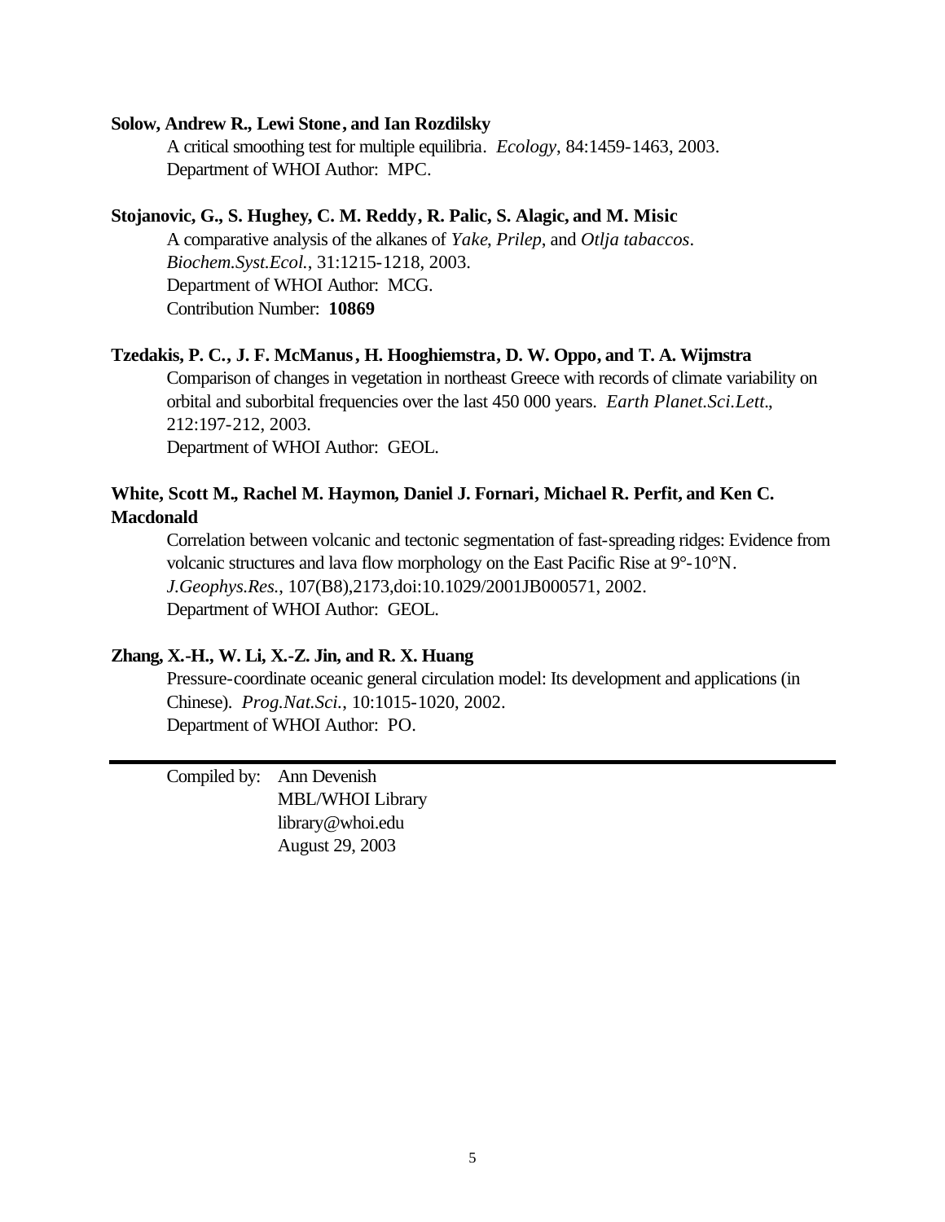**Solow, Andrew R., Lewi Stone, and Ian Rozdilsky**

A critical smoothing test for multiple equilibria. *Ecology*, 84:1459-1463, 2003.
Department of WHOI Author: MPC.

**Stojanovic, G., S. Hughey, C. M. Reddy, R. Palic, S. Alagic, and M. Misic**

A comparative analysis of the alkanes of *Yake*, *Prilep*, and *Otlja tabaccos*.
*Biochem.Syst.Ecol.*, 31:1215-1218, 2003.
Department of WHOI Author: MCG.
Contribution Number: **10869**

**Tzedakis, P. C., J. F. McManus, H. Hooghiemstra, D. W. Oppo, and T. A. Wijmstra**

Comparison of changes in vegetation in northeast Greece with records of climate variability on orbital and suborbital frequencies over the last 450 000 years. *Earth Planet.Sci.Lett.*, 212:197-212, 2003.
Department of WHOI Author: GEOL.

**White, Scott M., Rachel M. Haymon, Daniel J. Fornari, Michael R. Perfit, and Ken C. Macdonald**

Correlation between volcanic and tectonic segmentation of fast-spreading ridges: Evidence from volcanic structures and lava flow morphology on the East Pacific Rise at 9°-10°N.
*J.Geophys.Res.*, 107(B8),2173,doi:10.1029/2001JB000571, 2002.
Department of WHOI Author: GEOL.

**Zhang, X.-H., W. Li, X.-Z. Jin, and R. X. Huang**

Pressure-coordinate oceanic general circulation model: Its development and applications (in Chinese). *Prog.Nat.Sci.*, 10:1015-1020, 2002.
Department of WHOI Author: PO.

---

Compiled by: Ann Devenish
MBL/WHOI Library
library@whoi.edu
August 29, 2003